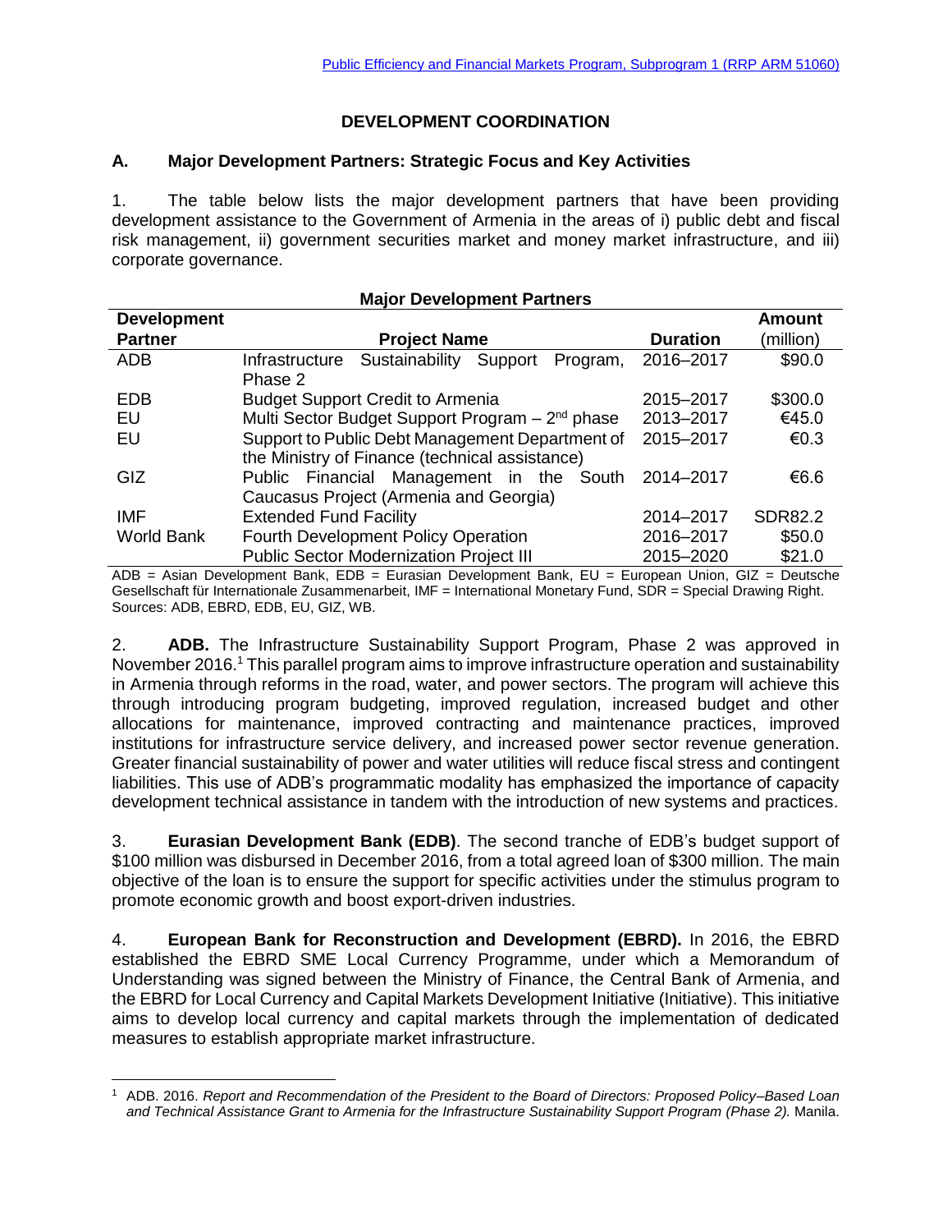## DEVELOPMENT COORDINATION

### A. Major Development Partners: Strategic Focus and Key Activities

1. The table below lists the major development partners that have been providing development assistance to the Government of Armenia in the areas of i) public debt and fiscal risk management, ii) government securities market and money market infrastructure, and iii) corporate governance.

**Major Development Partners**

| Development Partner | Project Name | Duration | Amount (million) |
|---|---|---|---|
| ADB | Infrastructure Sustainability Support Program, Phase 2 | 2016–2017 | $90.0 |
| EDB | Budget Support Credit to Armenia | 2015–2017 | $300.0 |
| EU | Multi Sector Budget Support Program – 2nd phase | 2013–2017 | €45.0 |
| EU | Support to Public Debt Management Department of the Ministry of Finance (technical assistance) | 2015–2017 | €0.3 |
| GIZ | Public Financial Management in the South Caucasus Project (Armenia and Georgia) | 2014–2017 | €6.6 |
| IMF | Extended Fund Facility | 2014–2017 | SDR82.2 |
| World Bank | Fourth Development Policy Operation | 2016–2017 | $50.0 |
| | Public Sector Modernization Project III | 2015–2020 | $21.0 |

ADB = Asian Development Bank, EDB = Eurasian Development Bank, EU = European Union, GIZ = Deutsche Gesellschaft für Internationale Zusammenarbeit, IMF = International Monetary Fund, SDR = Special Drawing Right.
Sources: ADB, EBRD, EDB, EU, GIZ, WB.

2. **ADB.** The Infrastructure Sustainability Support Program, Phase 2 was approved in November 2016.[1] This parallel program aims to improve infrastructure operation and sustainability in Armenia through reforms in the road, water, and power sectors. The program will achieve this through introducing program budgeting, improved regulation, increased budget and other allocations for maintenance, improved contracting and maintenance practices, improved institutions for infrastructure service delivery, and increased power sector revenue generation. Greater financial sustainability of power and water utilities will reduce fiscal stress and contingent liabilities. This use of ADB's programmatic modality has emphasized the importance of capacity development technical assistance in tandem with the introduction of new systems and practices.

3. **Eurasian Development Bank (EDB)**. The second tranche of EDB's budget support of $100 million was disbursed in December 2016, from a total agreed loan of $300 million. The main objective of the loan is to ensure the support for specific activities under the stimulus program to promote economic growth and boost export-driven industries.

4. **European Bank for Reconstruction and Development (EBRD).** In 2016, the EBRD established the EBRD SME Local Currency Programme, under which a Memorandum of Understanding was signed between the Ministry of Finance, the Central Bank of Armenia, and the EBRD for Local Currency and Capital Markets Development Initiative (Initiative). This initiative aims to develop local currency and capital markets through the implementation of dedicated measures to establish appropriate market infrastructure.

---

[1] ADB. 2016. *Report and Recommendation of the President to the Board of Directors: Proposed Policy–Based Loan and Technical Assistance Grant to Armenia for the Infrastructure Sustainability Support Program (Phase 2).* Manila.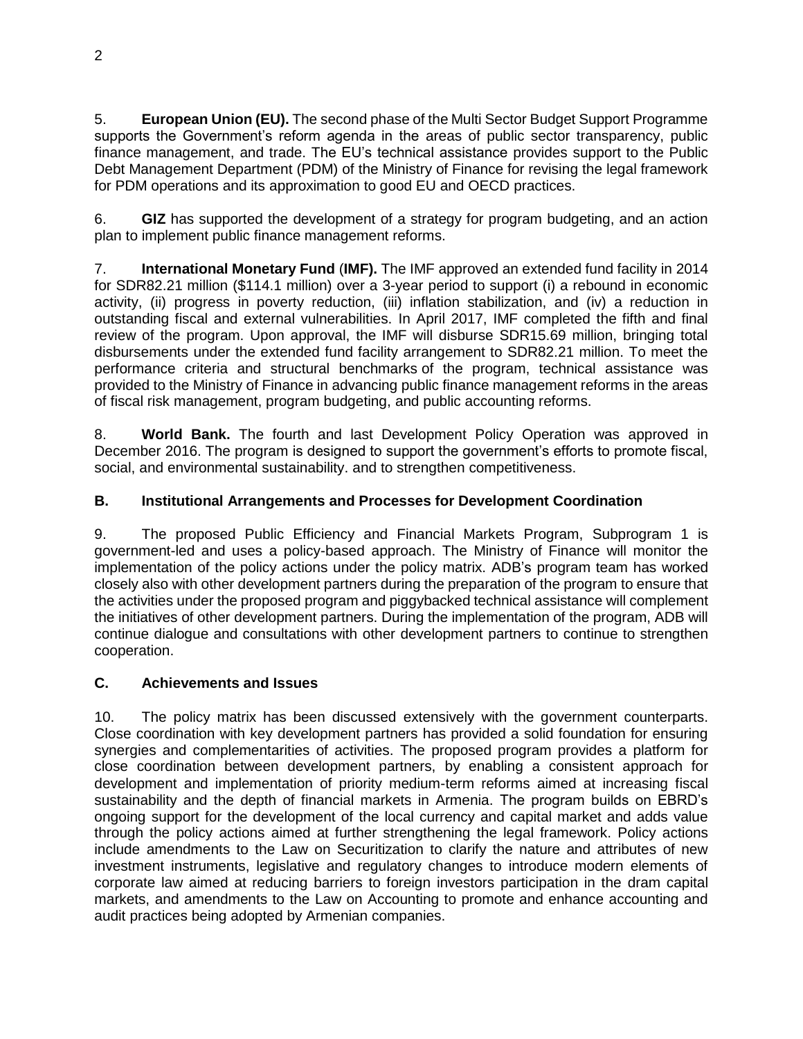5. **European Union (EU).** The second phase of the Multi Sector Budget Support Programme supports the Government's reform agenda in the areas of public sector transparency, public finance management, and trade. The EU's technical assistance provides support to the Public Debt Management Department (PDM) of the Ministry of Finance for revising the legal framework for PDM operations and its approximation to good EU and OECD practices.

6. **GIZ** has supported the development of a strategy for program budgeting, and an action plan to implement public finance management reforms.

7. **International Monetary Fund (IMF).** The IMF approved an extended fund facility in 2014 for SDR82.21 million ($114.1 million) over a 3-year period to support (i) a rebound in economic activity, (ii) progress in poverty reduction, (iii) inflation stabilization, and (iv) a reduction in outstanding fiscal and external vulnerabilities. In April 2017, IMF completed the fifth and final review of the program. Upon approval, the IMF will disburse SDR15.69 million, bringing total disbursements under the extended fund facility arrangement to SDR82.21 million. To meet the performance criteria and structural benchmarks of the program, technical assistance was provided to the Ministry of Finance in advancing public finance management reforms in the areas of fiscal risk management, program budgeting, and public accounting reforms.

8. **World Bank.** The fourth and last Development Policy Operation was approved in December 2016. The program is designed to support the government's efforts to promote fiscal, social, and environmental sustainability. and to strengthen competitiveness.

### B. Institutional Arrangements and Processes for Development Coordination

9. The proposed Public Efficiency and Financial Markets Program, Subprogram 1 is government-led and uses a policy-based approach. The Ministry of Finance will monitor the implementation of the policy actions under the policy matrix. ADB's program team has worked closely also with other development partners during the preparation of the program to ensure that the activities under the proposed program and piggybacked technical assistance will complement the initiatives of other development partners. During the implementation of the program, ADB will continue dialogue and consultations with other development partners to continue to strengthen cooperation.

### C. Achievements and Issues

10. The policy matrix has been discussed extensively with the government counterparts. Close coordination with key development partners has provided a solid foundation for ensuring synergies and complementarities of activities. The proposed program provides a platform for close coordination between development partners, by enabling a consistent approach for development and implementation of priority medium-term reforms aimed at increasing fiscal sustainability and the depth of financial markets in Armenia. The program builds on EBRD's ongoing support for the development of the local currency and capital market and adds value through the policy actions aimed at further strengthening the legal framework. Policy actions include amendments to the Law on Securitization to clarify the nature and attributes of new investment instruments, legislative and regulatory changes to introduce modern elements of corporate law aimed at reducing barriers to foreign investors participation in the dram capital markets, and amendments to the Law on Accounting to promote and enhance accounting and audit practices being adopted by Armenian companies.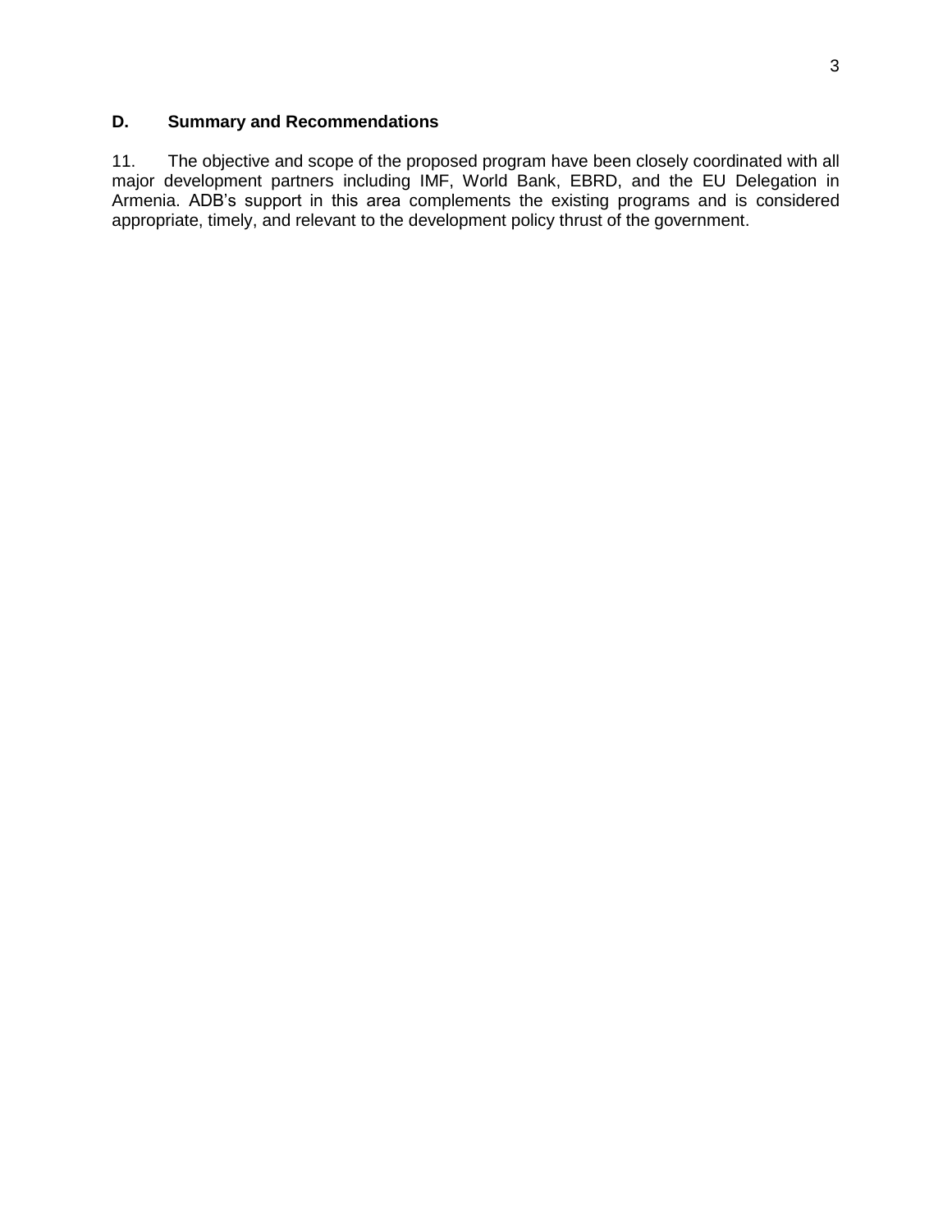## D. Summary and Recommendations

11. The objective and scope of the proposed program have been closely coordinated with all major development partners including IMF, World Bank, EBRD, and the EU Delegation in Armenia. ADB's support in this area complements the existing programs and is considered appropriate, timely, and relevant to the development policy thrust of the government.